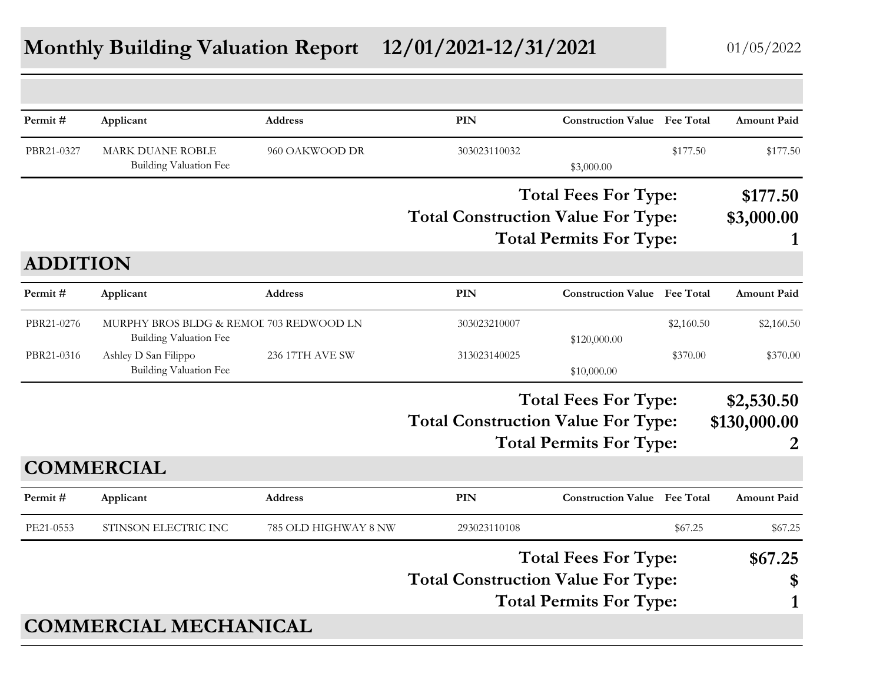# Monthly Building Valuation Report 12/01/2021-12/31/2021

01/05/2022

| Permit # | Applicant | Address | PIN | Construction Value | Fee Total | Amount Paid |
|---|---|---|---|---|---|---|
| PBR21-0327 | MARK DUANE ROBLE | 960 OAKWOOD DR | 303023110032 | | $177.50 | $177.50 |
| | Building Valuation Fee | | | $3,000.00 | | |

**Total Fees For Type: $177.50**
**Total Construction Value For Type: $3,000.00**
**Total Permits For Type: 1**

## ADDITION

| Permit # | Applicant | Address | PIN | Construction Value | Fee Total | Amount Paid |
|---|---|---|---|---|---|---|
| PBR21-0276 | MURPHY BROS BLDG & REMOI | 703 REDWOOD LN | 303023210007 | | $2,160.50 | $2,160.50 |
| | Building Valuation Fee | | | $120,000.00 | | |
| PBR21-0316 | Ashley D San Filippo | 236 17TH AVE SW | 313023140025 | | $370.00 | $370.00 |
| | Building Valuation Fee | | | $10,000.00 | | |

**Total Fees For Type: $2,530.50**
**Total Construction Value For Type: $130,000.00**
**Total Permits For Type: 2**

## COMMERCIAL

| Permit # | Applicant | Address | PIN | Construction Value | Fee Total | Amount Paid |
|---|---|---|---|---|---|---|
| PE21-0553 | STINSON ELECTRIC INC | 785 OLD HIGHWAY 8 NW | 293023110108 | | $67.25 | $67.25 |

**Total Fees For Type: $67.25**
**Total Construction Value For Type: $**
**Total Permits For Type: 1**

## COMMERCIAL MECHANICAL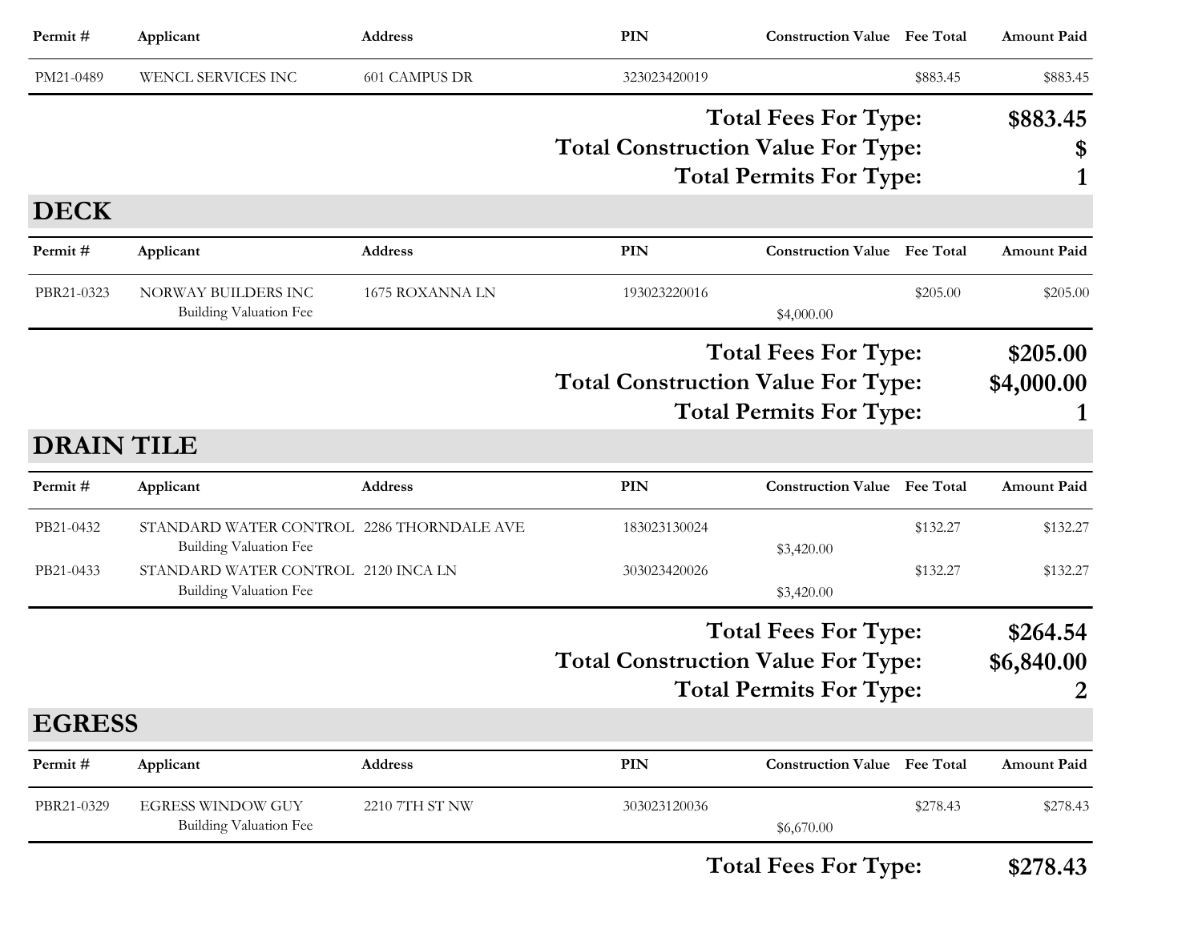| Permit # | Applicant | Address | PIN | Construction Value | Fee Total | Amount Paid |
|---|---|---|---|---|---|---|
| PM21-0489 | WENCL SERVICES INC | 601 CAMPUS DR | 323023420019 | | $883.45 | $883.45 |

**Total Fees For Type:** **$883.45**

**Total Construction Value For Type:** **$**

**Total Permits For Type:** **1**

## DECK

| Permit # | Applicant | Address | PIN | Construction Value | Fee Total | Amount Paid |
|---|---|---|---|---|---|---|
| PBR21-0323 | NORWAY BUILDERS INC | 1675 ROXANNA LN | 193023220016 | | $205.00 | $205.00 |
| | Building Valuation Fee | | | $4,000.00 | | |

**Total Fees For Type:** **$205.00**

**Total Construction Value For Type:** **$4,000.00**

**Total Permits For Type:** **1**

## DRAIN TILE

| Permit # | Applicant | Address | PIN | Construction Value | Fee Total | Amount Paid |
|---|---|---|---|---|---|---|
| PB21-0432 | STANDARD WATER CONTROL | 2286 THORNDALE AVE | 183023130024 | | $132.27 | $132.27 |
| | Building Valuation Fee | | | $3,420.00 | | |
| PB21-0433 | STANDARD WATER CONTROL | 2120 INCA LN | 303023420026 | | $132.27 | $132.27 |
| | Building Valuation Fee | | | $3,420.00 | | |

**Total Fees For Type:** **$264.54**

**Total Construction Value For Type:** **$6,840.00**

**Total Permits For Type:** **2**

## EGRESS

| Permit # | Applicant | Address | PIN | Construction Value | Fee Total | Amount Paid |
|---|---|---|---|---|---|---|
| PBR21-0329 | EGRESS WINDOW GUY | 2210 7TH ST NW | 303023120036 | | $278.43 | $278.43 |
| | Building Valuation Fee | | | $6,670.00 | | |

**Total Fees For Type:** **$278.43**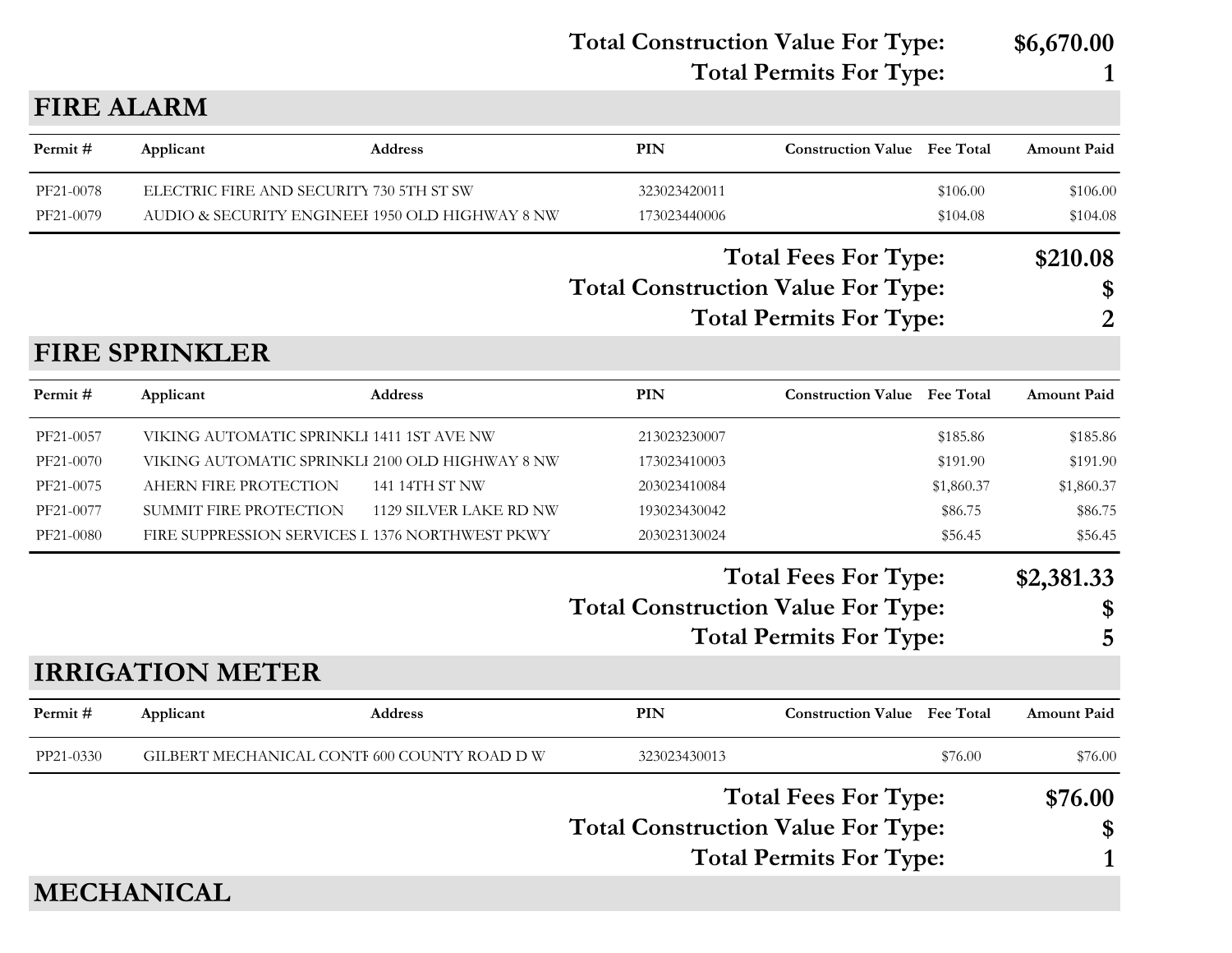**Total Construction Value For Type:** **$6,670.00**

**Total Permits For Type:** **1**

## FIRE ALARM

| Permit # | Applicant | Address | PIN | Construction Value | Fee Total | Amount Paid |
|---|---|---|---|---|---|---|
| PF21-0078 | ELECTRIC FIRE AND SECURITY | 730 5TH ST SW | 323023420011 | | $106.00 | $106.00 |
| PF21-0079 | AUDIO & SECURITY ENGINEEI | 1950 OLD HIGHWAY 8 NW | 173023440006 | | $104.08 | $104.08 |

**Total Fees For Type:** **$210.08**

**Total Construction Value For Type:** **$**

**Total Permits For Type:** **2**

## FIRE SPRINKLER

| Permit # | Applicant | Address | PIN | Construction Value | Fee Total | Amount Paid |
|---|---|---|---|---|---|---|
| PF21-0057 | VIKING AUTOMATIC SPRINKLI | 1411 1ST AVE NW | 213023230007 | | $185.86 | $185.86 |
| PF21-0070 | VIKING AUTOMATIC SPRINKLI | 2100 OLD HIGHWAY 8 NW | 173023410003 | | $191.90 | $191.90 |
| PF21-0075 | AHERN FIRE PROTECTION | 141 14TH ST NW | 203023410084 | | $1,860.37 | $1,860.37 |
| PF21-0077 | SUMMIT FIRE PROTECTION | 1129 SILVER LAKE RD NW | 193023430042 | | $86.75 | $86.75 |
| PF21-0080 | FIRE SUPPRESSION SERVICES I | 1376 NORTHWEST PKWY | 203023130024 | | $56.45 | $56.45 |

**Total Fees For Type:** **$2,381.33**

**Total Construction Value For Type:** **$**

**Total Permits For Type:** **5**

## IRRIGATION METER

| Permit # | Applicant | Address | PIN | Construction Value | Fee Total | Amount Paid |
|---|---|---|---|---|---|---|
| PP21-0330 | GILBERT MECHANICAL CONTI | 600 COUNTY ROAD D W | 323023430013 | | $76.00 | $76.00 |

**Total Fees For Type:** **$76.00**

**Total Construction Value For Type:** **$**

**Total Permits For Type:** **1**

## MECHANICAL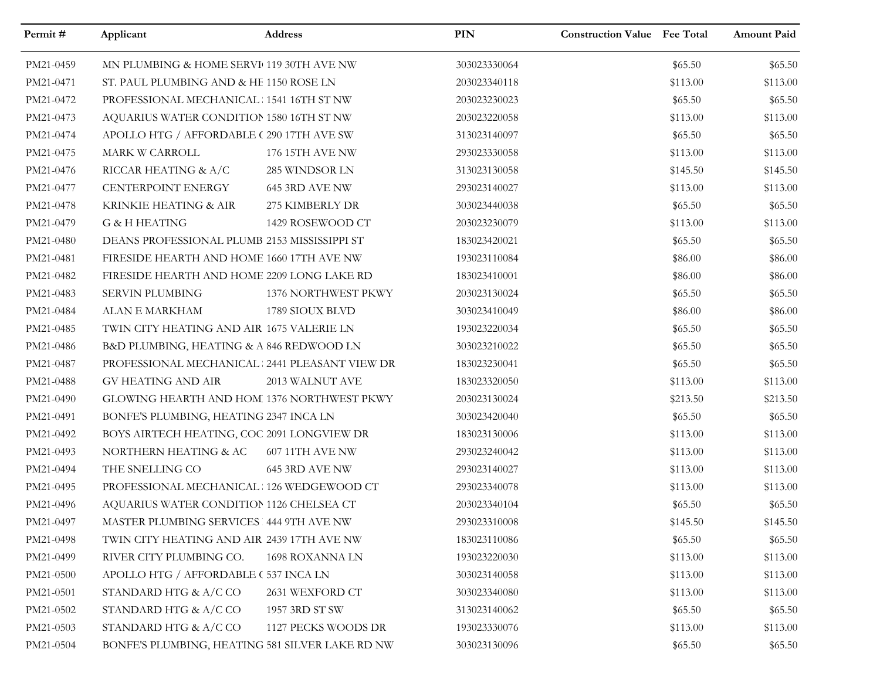| Permit # | Applicant | Address | PIN | Construction Value | Fee Total | Amount Paid |
|---|---|---|---|---|---|---|
| PM21-0459 | MN PLUMBING & HOME SERVI | 119 30TH AVE NW | 303023330064 | | $65.50 | $65.50 |
| PM21-0471 | ST. PAUL PLUMBING AND & HE | 1150 ROSE LN | 203023340118 | | $113.00 | $113.00 |
| PM21-0472 | PROFESSIONAL MECHANICAL | 1541 16TH ST NW | 203023230023 | | $65.50 | $65.50 |
| PM21-0473 | AQUARIUS WATER CONDITION | 1580 16TH ST NW | 203023220058 | | $113.00 | $113.00 |
| PM21-0474 | APOLLO HTG / AFFORDABLE ( | 290 17TH AVE SW | 313023140097 | | $65.50 | $65.50 |
| PM21-0475 | MARK W CARROLL | 176 15TH AVE NW | 293023330058 | | $113.00 | $113.00 |
| PM21-0476 | RICCAR HEATING & A/C | 285 WINDSOR LN | 313023130058 | | $145.50 | $145.50 |
| PM21-0477 | CENTERPOINT ENERGY | 645 3RD AVE NW | 293023140027 | | $113.00 | $113.00 |
| PM21-0478 | KRINKIE HEATING & AIR | 275 KIMBERLY DR | 303023440038 | | $65.50 | $65.50 |
| PM21-0479 | G & H HEATING | 1429 ROSEWOOD CT | 203023230079 | | $113.00 | $113.00 |
| PM21-0480 | DEANS PROFESSIONAL PLUMB | 2153 MISSISSIPPI ST | 183023420021 | | $65.50 | $65.50 |
| PM21-0481 | FIRESIDE HEARTH AND HOME | 1660 17TH AVE NW | 193023110084 | | $86.00 | $86.00 |
| PM21-0482 | FIRESIDE HEARTH AND HOME | 2209 LONG LAKE RD | 183023410001 | | $86.00 | $86.00 |
| PM21-0483 | SERVIN PLUMBING | 1376 NORTHWEST PKWY | 203023130024 | | $65.50 | $65.50 |
| PM21-0484 | ALAN E MARKHAM | 1789 SIOUX BLVD | 303023410049 | | $86.00 | $86.00 |
| PM21-0485 | TWIN CITY HEATING AND AIR | 1675 VALERIE LN | 193023220034 | | $65.50 | $65.50 |
| PM21-0486 | B&D PLUMBING, HEATING & A | 846 REDWOOD LN | 303023210022 | | $65.50 | $65.50 |
| PM21-0487 | PROFESSIONAL MECHANICAL | 2441 PLEASANT VIEW DR | 183023230041 | | $65.50 | $65.50 |
| PM21-0488 | GV HEATING AND AIR | 2013 WALNUT AVE | 183023320050 | | $113.00 | $113.00 |
| PM21-0490 | GLOWING HEARTH AND HOM | 1376 NORTHWEST PKWY | 203023130024 | | $213.50 | $213.50 |
| PM21-0491 | BONFE'S PLUMBING, HEATING | 2347 INCA LN | 303023420040 | | $65.50 | $65.50 |
| PM21-0492 | BOYS AIRTECH HEATING, COC | 2091 LONGVIEW DR | 183023130006 | | $113.00 | $113.00 |
| PM21-0493 | NORTHERN HEATING & AC | 607 11TH AVE NW | 293023240042 | | $113.00 | $113.00 |
| PM21-0494 | THE SNELLING CO | 645 3RD AVE NW | 293023140027 | | $113.00 | $113.00 |
| PM21-0495 | PROFESSIONAL MECHANICAL | 126 WEDGEWOOD CT | 293023340078 | | $113.00 | $113.00 |
| PM21-0496 | AQUARIUS WATER CONDITION | 1126 CHELSEA CT | 203023340104 | | $65.50 | $65.50 |
| PM21-0497 | MASTER PLUMBING SERVICES | 444 9TH AVE NW | 293023310008 | | $145.50 | $145.50 |
| PM21-0498 | TWIN CITY HEATING AND AIR | 2439 17TH AVE NW | 183023110086 | | $65.50 | $65.50 |
| PM21-0499 | RIVER CITY PLUMBING CO. | 1698 ROXANNA LN | 193023220030 | | $113.00 | $113.00 |
| PM21-0500 | APOLLO HTG / AFFORDABLE ( | 537 INCA LN | 303023140058 | | $113.00 | $113.00 |
| PM21-0501 | STANDARD HTG & A/C CO | 2631 WEXFORD CT | 303023340080 | | $113.00 | $113.00 |
| PM21-0502 | STANDARD HTG & A/C CO | 1957 3RD ST SW | 313023140062 | | $65.50 | $65.50 |
| PM21-0503 | STANDARD HTG & A/C CO | 1127 PECKS WOODS DR | 193023330076 | | $113.00 | $113.00 |
| PM21-0504 | BONFE'S PLUMBING, HEATING | 581 SILVER LAKE RD NW | 303023130096 | | $65.50 | $65.50 |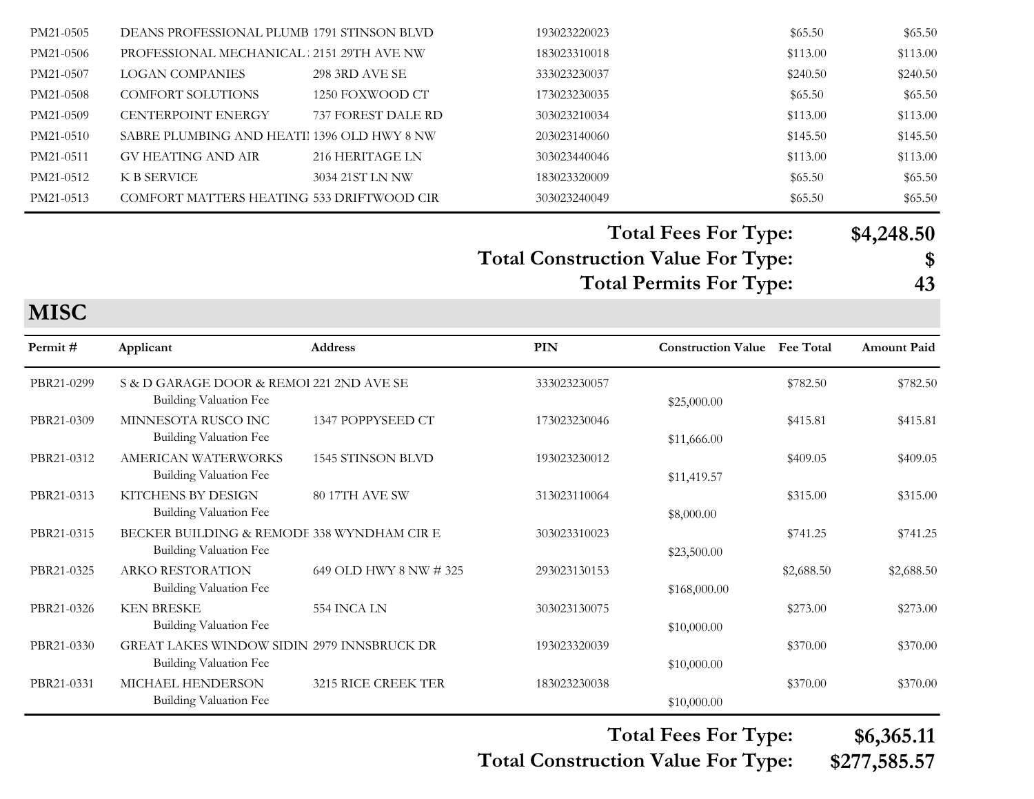| Permit # | Applicant | Address | PIN | Construction Value | Fee Total | Amount Paid |
|---|---|---|---|---|---|---|
| PM21-0505 | DEANS PROFESSIONAL PLUMB | 1791 STINSON BLVD | 193023220023 | | $65.50 | $65.50 |
| PM21-0506 | PROFESSIONAL MECHANICAL : | 2151 29TH AVE NW | 183023310018 | | $113.00 | $113.00 |
| PM21-0507 | LOGAN COMPANIES | 298 3RD AVE SE | 333023230037 | | $240.50 | $240.50 |
| PM21-0508 | COMFORT SOLUTIONS | 1250 FOXWOOD CT | 173023230035 | | $65.50 | $65.50 |
| PM21-0509 | CENTERPOINT ENERGY | 737 FOREST DALE RD | 303023210034 | | $113.00 | $113.00 |
| PM21-0510 | SABRE PLUMBING AND HEATI | 1396 OLD HWY 8 NW | 203023140060 | | $145.50 | $145.50 |
| PM21-0511 | GV HEATING AND AIR | 216 HERITAGE LN | 303023440046 | | $113.00 | $113.00 |
| PM21-0512 | K B SERVICE | 3034 21ST LN NW | 183023320009 | | $65.50 | $65.50 |
| PM21-0513 | COMFORT MATTERS HEATING | 533 DRIFTWOOD CIR | 303023240049 | | $65.50 | $65.50 |

**Total Fees For Type: $4,248.50**

**Total Construction Value For Type: $**

**Total Permits For Type: 43**

## MISC

| Permit # | Applicant | Address | PIN | Construction Value | Fee Total | Amount Paid |
|---|---|---|---|---|---|---|
| PBR21-0299 | S & D GARAGE DOOR & REMOI<br>Building Valuation Fee | 221 2ND AVE SE | 333023230057 | $25,000.00 | $782.50 | $782.50 |
| PBR21-0309 | MINNESOTA RUSCO INC<br>Building Valuation Fee | 1347 POPPYSEED CT | 173023230046 | $11,666.00 | $415.81 | $415.81 |
| PBR21-0312 | AMERICAN WATERWORKS<br>Building Valuation Fee | 1545 STINSON BLVD | 193023230012 | $11,419.57 | $409.05 | $409.05 |
| PBR21-0313 | KITCHENS BY DESIGN<br>Building Valuation Fee | 80 17TH AVE SW | 313023110064 | $8,000.00 | $315.00 | $315.00 |
| PBR21-0315 | BECKER BUILDING & REMODE<br>Building Valuation Fee | 338 WYNDHAM CIR E | 303023310023 | $23,500.00 | $741.25 | $741.25 |
| PBR21-0325 | ARKO RESTORATION<br>Building Valuation Fee | 649 OLD HWY 8 NW # 325 | 293023130153 | $168,000.00 | $2,688.50 | $2,688.50 |
| PBR21-0326 | KEN BRESKE<br>Building Valuation Fee | 554 INCA LN | 303023130075 | $10,000.00 | $273.00 | $273.00 |
| PBR21-0330 | GREAT LAKES WINDOW SIDIN<br>Building Valuation Fee | 2979 INNSBRUCK DR | 193023320039 | $10,000.00 | $370.00 | $370.00 |
| PBR21-0331 | MICHAEL HENDERSON<br>Building Valuation Fee | 3215 RICE CREEK TER | 183023230038 | $10,000.00 | $370.00 | $370.00 |

**Total Fees For Type: $6,365.11**

**Total Construction Value For Type: $277,585.57**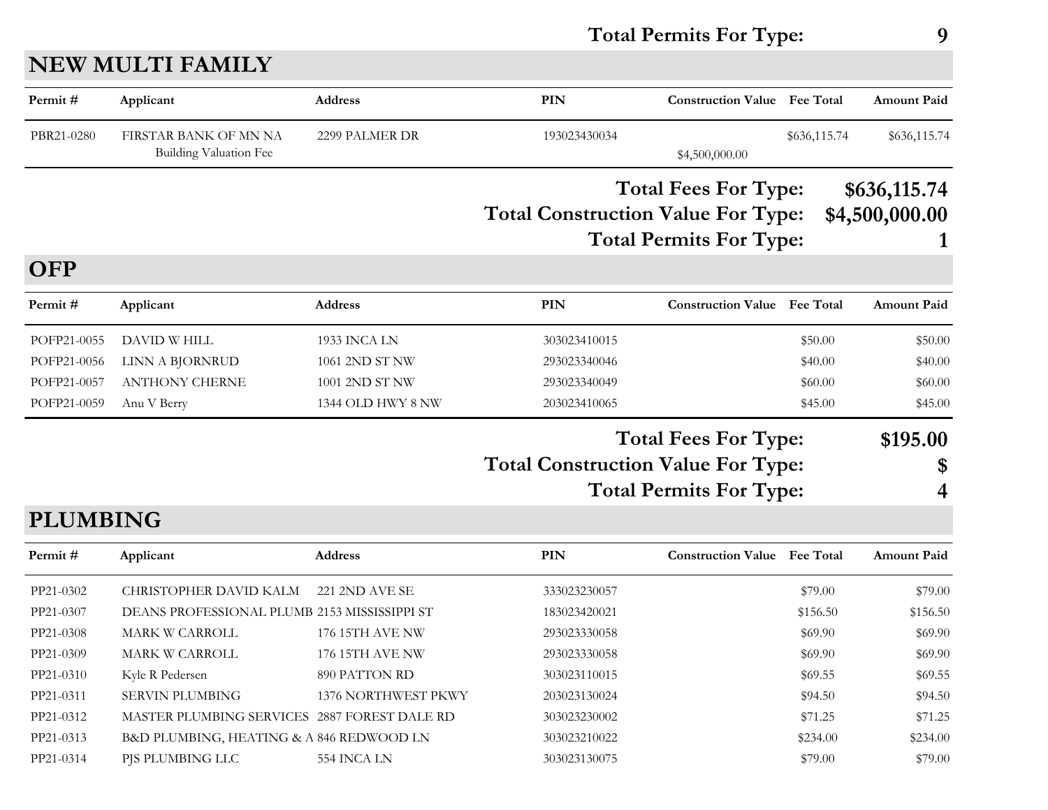**Total Permits For Type: 9**

## NEW MULTI FAMILY

| Permit # | Applicant | Address | PIN | Construction Value | Fee Total | Amount Paid |
|---|---|---|---|---|---|---|
| PBR21-0280 | FIRSTAR BANK OF MN NA<br>Building Valuation Fee | 2299 PALMER DR | 193023430034 | $4,500,000.00 | $636,115.74 | $636,115.74 |

**Total Fees For Type: $636,115.74**

**Total Construction Value For Type: $4,500,000.00**

**Total Permits For Type: 1**

## OFP

| Permit # | Applicant | Address | PIN | Construction Value | Fee Total | Amount Paid |
|---|---|---|---|---|---|---|
| POFP21-0055 | DAVID W HILL | 1933 INCA LN | 303023410015 | | $50.00 | $50.00 |
| POFP21-0056 | LINN A BJORNRUD | 1061 2ND ST NW | 293023340046 | | $40.00 | $40.00 |
| POFP21-0057 | ANTHONY CHERNE | 1001 2ND ST NW | 293023340049 | | $60.00 | $60.00 |
| POFP21-0059 | Anu V Berry | 1344 OLD HWY 8 NW | 203023410065 | | $45.00 | $45.00 |

**Total Fees For Type: $195.00**

**Total Construction Value For Type: $**

**Total Permits For Type: 4**

## PLUMBING

| Permit # | Applicant | Address | PIN | Construction Value | Fee Total | Amount Paid |
|---|---|---|---|---|---|---|
| PP21-0302 | CHRISTOPHER DAVID KALM | 221 2ND AVE SE | 333023230057 | | $79.00 | $79.00 |
| PP21-0307 | DEANS PROFESSIONAL PLUMB | 2153 MISSISSIPPI ST | 183023420021 | | $156.50 | $156.50 |
| PP21-0308 | MARK W CARROLL | 176 15TH AVE NW | 293023330058 | | $69.90 | $69.90 |
| PP21-0309 | MARK W CARROLL | 176 15TH AVE NW | 293023330058 | | $69.90 | $69.90 |
| PP21-0310 | Kyle R Pedersen | 890 PATTON RD | 303023110015 | | $69.55 | $69.55 |
| PP21-0311 | SERVIN PLUMBING | 1376 NORTHWEST PKWY | 203023130024 | | $94.50 | $94.50 |
| PP21-0312 | MASTER PLUMBING SERVICES | 2887 FOREST DALE RD | 303023230002 | | $71.25 | $71.25 |
| PP21-0313 | B&D PLUMBING, HEATING & A | 846 REDWOOD LN | 303023210022 | | $234.00 | $234.00 |
| PP21-0314 | PJS PLUMBING LLC | 554 INCA LN | 303023130075 | | $79.00 | $79.00 |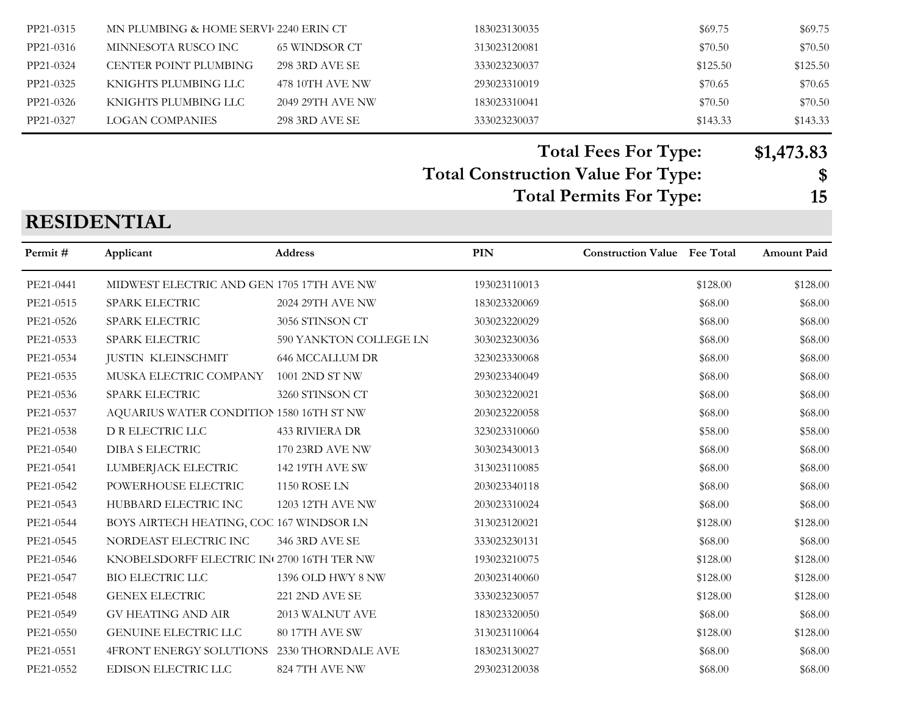| Permit # | Applicant | Address | PIN | Construction Value | Fee Total | Amount Paid |
|---|---|---|---|---|---|---|
| PP21-0315 | MN PLUMBING & HOME SERVI | 2240 ERIN CT | 183023130035 | | $69.75 | $69.75 |
| PP21-0316 | MINNESOTA RUSCO INC | 65 WINDSOR CT | 313023120081 | | $70.50 | $70.50 |
| PP21-0324 | CENTER POINT PLUMBING | 298 3RD AVE SE | 333023230037 | | $125.50 | $125.50 |
| PP21-0325 | KNIGHTS PLUMBING LLC | 478 10TH AVE NW | 293023310019 | | $70.65 | $70.65 |
| PP21-0326 | KNIGHTS PLUMBING LLC | 2049 29TH AVE NW | 183023310041 | | $70.50 | $70.50 |
| PP21-0327 | LOGAN COMPANIES | 298 3RD AVE SE | 333023230037 | | $143.33 | $143.33 |

**Total Fees For Type: $1,473.83**

**Total Construction Value For Type: $**

**Total Permits For Type: 15**

## RESIDENTIAL

| Permit # | Applicant | Address | PIN | Construction Value | Fee Total | Amount Paid |
|---|---|---|---|---|---|---|
| PE21-0441 | MIDWEST ELECTRIC AND GEN | 1705 17TH AVE NW | 193023110013 | | $128.00 | $128.00 |
| PE21-0515 | SPARK ELECTRIC | 2024 29TH AVE NW | 183023320069 | | $68.00 | $68.00 |
| PE21-0526 | SPARK ELECTRIC | 3056 STINSON CT | 303023220029 | | $68.00 | $68.00 |
| PE21-0533 | SPARK ELECTRIC | 590 YANKTON COLLEGE LN | 303023230036 | | $68.00 | $68.00 |
| PE21-0534 | JUSTIN KLEINSCHMIT | 646 MCCALLUM DR | 323023330068 | | $68.00 | $68.00 |
| PE21-0535 | MUSKA ELECTRIC COMPANY | 1001 2ND ST NW | 293023340049 | | $68.00 | $68.00 |
| PE21-0536 | SPARK ELECTRIC | 3260 STINSON CT | 303023220021 | | $68.00 | $68.00 |
| PE21-0537 | AQUARIUS WATER CONDITION | 1580 16TH ST NW | 203023220058 | | $68.00 | $68.00 |
| PE21-0538 | D R ELECTRIC LLC | 433 RIVIERA DR | 323023310060 | | $58.00 | $58.00 |
| PE21-0540 | DIBA S ELECTRIC | 170 23RD AVE NW | 303023430013 | | $68.00 | $68.00 |
| PE21-0541 | LUMBERJACK ELECTRIC | 142 19TH AVE SW | 313023110085 | | $68.00 | $68.00 |
| PE21-0542 | POWERHOUSE ELECTRIC | 1150 ROSE LN | 203023340118 | | $68.00 | $68.00 |
| PE21-0543 | HUBBARD ELECTRIC INC | 1203 12TH AVE NW | 203023310024 | | $68.00 | $68.00 |
| PE21-0544 | BOYS AIRTECH HEATING, COC | 167 WINDSOR LN | 313023120021 | | $128.00 | $128.00 |
| PE21-0545 | NORDEAST ELECTRIC INC | 346 3RD AVE SE | 333023230131 | | $68.00 | $68.00 |
| PE21-0546 | KNOBELSDORFF ELECTRIC IN | 2700 16TH TER NW | 193023210075 | | $128.00 | $128.00 |
| PE21-0547 | BIO ELECTRIC LLC | 1396 OLD HWY 8 NW | 203023140060 | | $128.00 | $128.00 |
| PE21-0548 | GENEX ELECTRIC | 221 2ND AVE SE | 333023230057 | | $128.00 | $128.00 |
| PE21-0549 | GV HEATING AND AIR | 2013 WALNUT AVE | 183023320050 | | $68.00 | $68.00 |
| PE21-0550 | GENUINE ELECTRIC LLC | 80 17TH AVE SW | 313023110064 | | $128.00 | $128.00 |
| PE21-0551 | 4FRONT ENERGY SOLUTIONS | 2330 THORNDALE AVE | 183023130027 | | $68.00 | $68.00 |
| PE21-0552 | EDISON ELECTRIC LLC | 824 7TH AVE NW | 293023120038 | | $68.00 | $68.00 |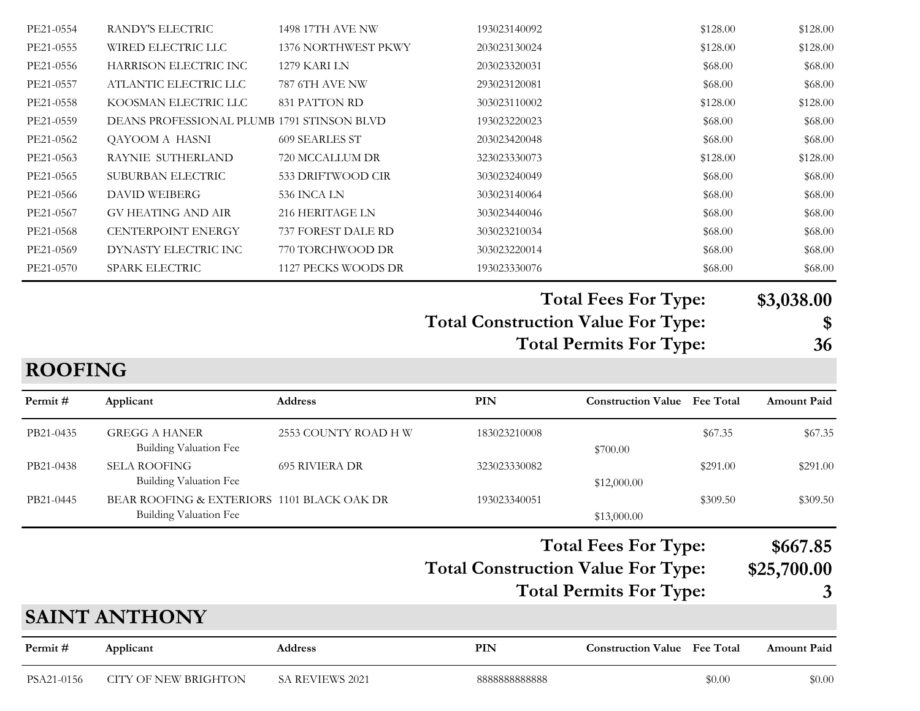| Permit # | Applicant | Address | PIN | Construction Value | Fee Total | Amount Paid |
|---|---|---|---|---|---|---|
| PE21-0554 | RANDY'S ELECTRIC | 1498 17TH AVE NW | 193023140092 | | $128.00 | $128.00 |
| PE21-0555 | WIRED ELECTRIC LLC | 1376 NORTHWEST PKWY | 203023130024 | | $128.00 | $128.00 |
| PE21-0556 | HARRISON ELECTRIC INC | 1279 KARI LN | 203023320031 | | $68.00 | $68.00 |
| PE21-0557 | ATLANTIC ELECTRIC LLC | 787 6TH AVE NW | 293023120081 | | $68.00 | $68.00 |
| PE21-0558 | KOOSMAN ELECTRIC LLC | 831 PATTON RD | 303023110002 | | $128.00 | $128.00 |
| PE21-0559 | DEANS PROFESSIONAL PLUMB | 1791 STINSON BLVD | 193023220023 | | $68.00 | $68.00 |
| PE21-0562 | QAYOOM A HASNI | 609 SEARLES ST | 203023420048 | | $68.00 | $68.00 |
| PE21-0563 | RAYNIE SUTHERLAND | 720 MCCALLUM DR | 323023330073 | | $128.00 | $128.00 |
| PE21-0565 | SUBURBAN ELECTRIC | 533 DRIFTWOOD CIR | 303023240049 | | $68.00 | $68.00 |
| PE21-0566 | DAVID WEIBERG | 536 INCA LN | 303023140064 | | $68.00 | $68.00 |
| PE21-0567 | GV HEATING AND AIR | 216 HERITAGE LN | 303023440046 | | $68.00 | $68.00 |
| PE21-0568 | CENTERPOINT ENERGY | 737 FOREST DALE RD | 303023210034 | | $68.00 | $68.00 |
| PE21-0569 | DYNASTY ELECTRIC INC | 770 TORCHWOOD DR | 303023220014 | | $68.00 | $68.00 |
| PE21-0570 | SPARK ELECTRIC | 1127 PECKS WOODS DR | 193023330076 | | $68.00 | $68.00 |

**Total Fees For Type: $3,038.00**

**Total Construction Value For Type: $**

**Total Permits For Type: 36**

## ROOFING

| Permit # | Applicant | Address | PIN | Construction Value | Fee Total | Amount Paid |
|---|---|---|---|---|---|---|
| PB21-0435 | GREGG A HANER<br>Building Valuation Fee | 2553 COUNTY ROAD H W | 183023210008 | $700.00 | $67.35 | $67.35 |
| PB21-0438 | SELA ROOFING<br>Building Valuation Fee | 695 RIVIERA DR | 323023330082 | $12,000.00 | $291.00 | $291.00 |
| PB21-0445 | BEAR ROOFING & EXTERIORS<br>Building Valuation Fee | 1101 BLACK OAK DR | 193023340051 | $13,000.00 | $309.50 | $309.50 |

**Total Fees For Type: $667.85**

**Total Construction Value For Type: $25,700.00**

**Total Permits For Type: 3**

## SAINT ANTHONY

| Permit # | Applicant | Address | PIN | Construction Value | Fee Total | Amount Paid |
|---|---|---|---|---|---|---|
| PSA21-0156 | CITY OF NEW BRIGHTON | SA REVIEWS 2021 | 8888888888888 | | $0.00 | $0.00 |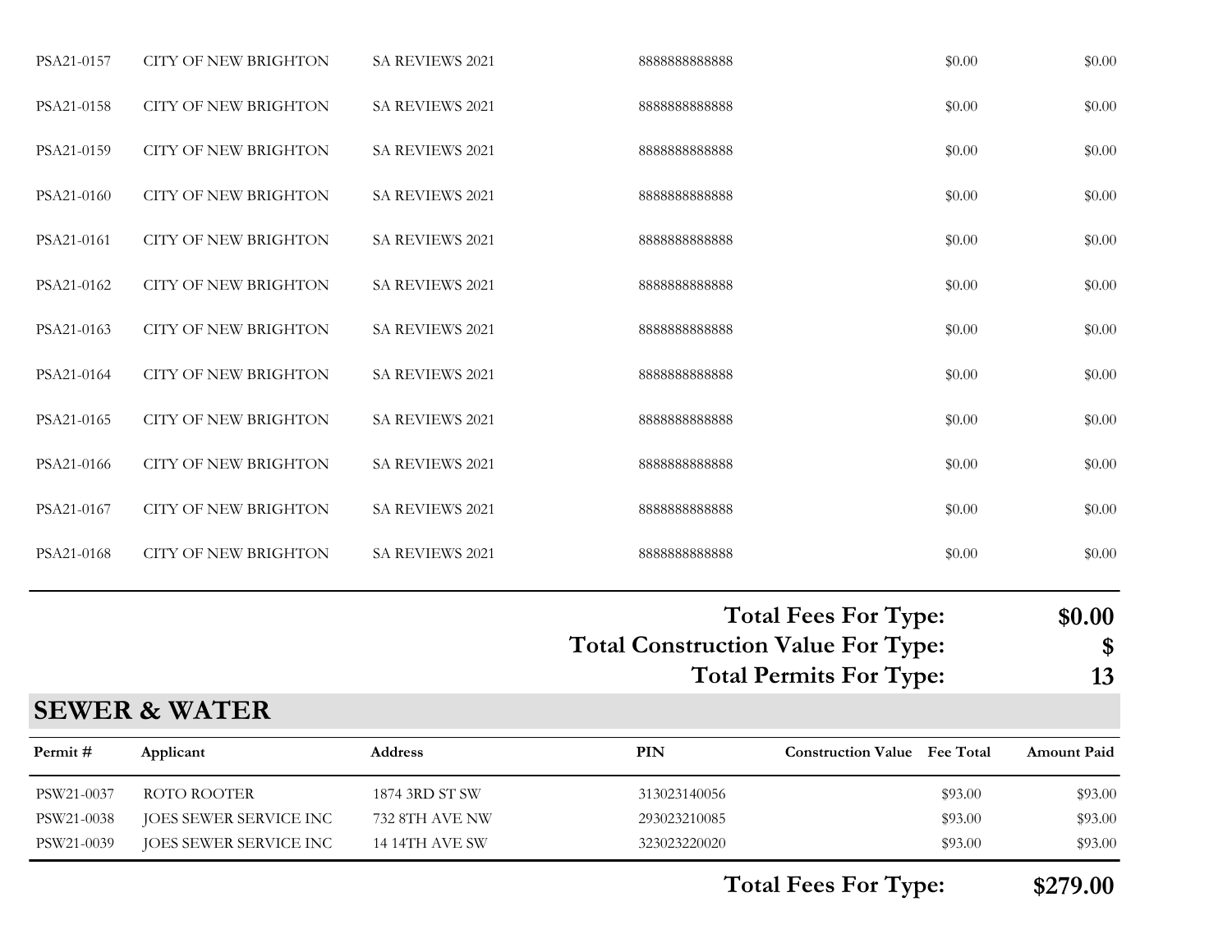| | | | | | | |
|---|---|---|---|---|---|---|
| PSA21-0157 | CITY OF NEW BRIGHTON | SA REVIEWS 2021 | 8888888888888 | | $0.00 | $0.00 |
| PSA21-0158 | CITY OF NEW BRIGHTON | SA REVIEWS 2021 | 8888888888888 | | $0.00 | $0.00 |
| PSA21-0159 | CITY OF NEW BRIGHTON | SA REVIEWS 2021 | 8888888888888 | | $0.00 | $0.00 |
| PSA21-0160 | CITY OF NEW BRIGHTON | SA REVIEWS 2021 | 8888888888888 | | $0.00 | $0.00 |
| PSA21-0161 | CITY OF NEW BRIGHTON | SA REVIEWS 2021 | 8888888888888 | | $0.00 | $0.00 |
| PSA21-0162 | CITY OF NEW BRIGHTON | SA REVIEWS 2021 | 8888888888888 | | $0.00 | $0.00 |
| PSA21-0163 | CITY OF NEW BRIGHTON | SA REVIEWS 2021 | 8888888888888 | | $0.00 | $0.00 |
| PSA21-0164 | CITY OF NEW BRIGHTON | SA REVIEWS 2021 | 8888888888888 | | $0.00 | $0.00 |
| PSA21-0165 | CITY OF NEW BRIGHTON | SA REVIEWS 2021 | 8888888888888 | | $0.00 | $0.00 |
| PSA21-0166 | CITY OF NEW BRIGHTON | SA REVIEWS 2021 | 8888888888888 | | $0.00 | $0.00 |
| PSA21-0167 | CITY OF NEW BRIGHTON | SA REVIEWS 2021 | 8888888888888 | | $0.00 | $0.00 |
| PSA21-0168 | CITY OF NEW BRIGHTON | SA REVIEWS 2021 | 8888888888888 | | $0.00 | $0.00 |

**Total Fees For Type: $0.00**

**Total Construction Value For Type: $**

**Total Permits For Type: 13**

## SEWER & WATER

| Permit # | Applicant | Address | PIN | Construction Value | Fee Total | Amount Paid |
|---|---|---|---|---|---|---|
| PSW21-0037 | ROTO ROOTER | 1874 3RD ST SW | 313023140056 | | $93.00 | $93.00 |
| PSW21-0038 | JOES SEWER SERVICE INC | 732 8TH AVE NW | 293023210085 | | $93.00 | $93.00 |
| PSW21-0039 | JOES SEWER SERVICE INC | 14 14TH AVE SW | 323023220020 | | $93.00 | $93.00 |

**Total Fees For Type: $279.00**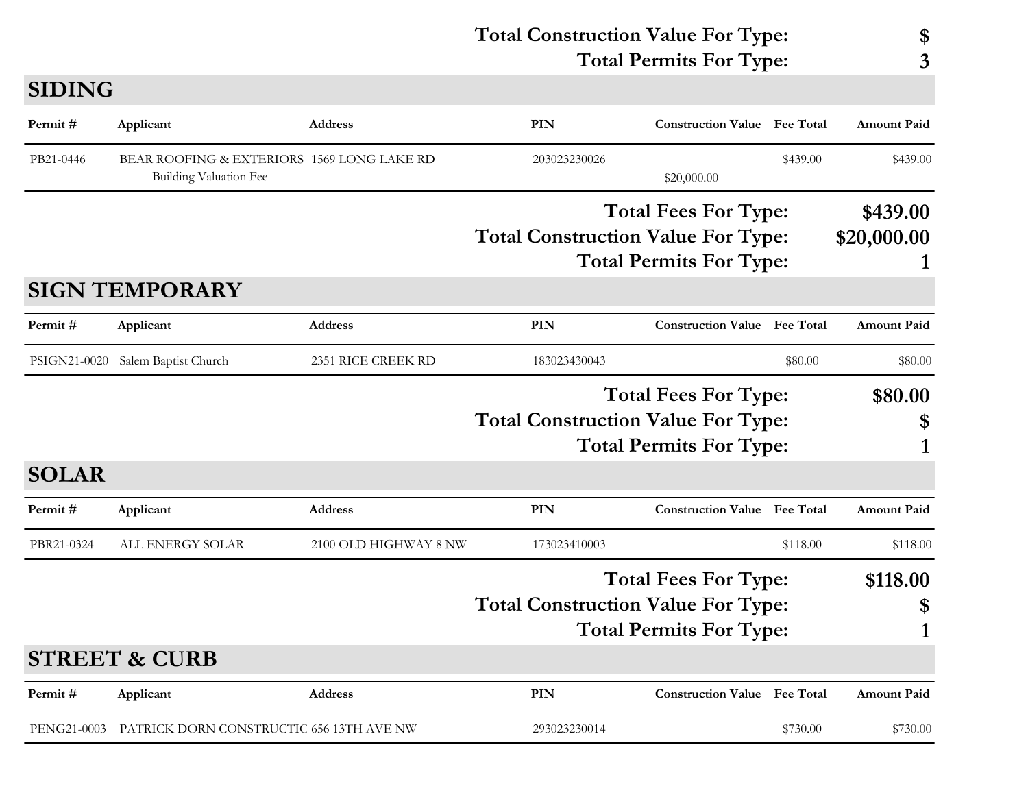**Total Construction Value For Type: $**
**Total Permits For Type: 3**

## SIDING

| Permit # | Applicant | Address | PIN | Construction Value | Fee Total | Amount Paid |
|---|---|---|---|---|---|---|
| PB21-0446 | BEAR ROOFING & EXTERIORS | 1569 LONG LAKE RD | 203023230026 | | $439.00 | $439.00 |
| | Building Valuation Fee | | | $20,000.00 | | |

**Total Fees For Type: $439.00**
**Total Construction Value For Type: $20,000.00**
**Total Permits For Type: 1**

## SIGN TEMPORARY

| Permit # | Applicant | Address | PIN | Construction Value | Fee Total | Amount Paid |
|---|---|---|---|---|---|---|
| PSIGN21-0020 | Salem Baptist Church | 2351 RICE CREEK RD | 183023430043 | | $80.00 | $80.00 |

**Total Fees For Type: $80.00**
**Total Construction Value For Type: $**
**Total Permits For Type: 1**

## SOLAR

| Permit # | Applicant | Address | PIN | Construction Value | Fee Total | Amount Paid |
|---|---|---|---|---|---|---|
| PBR21-0324 | ALL ENERGY SOLAR | 2100 OLD HIGHWAY 8 NW | 173023410003 | | $118.00 | $118.00 |

**Total Fees For Type: $118.00**
**Total Construction Value For Type: $**
**Total Permits For Type: 1**

## STREET & CURB

| Permit # | Applicant | Address | PIN | Construction Value | Fee Total | Amount Paid |
|---|---|---|---|---|---|---|
| PENG21-0003 | PATRICK DORN CONSTRUCTIC | 656 13TH AVE NW | 293023230014 | | $730.00 | $730.00 |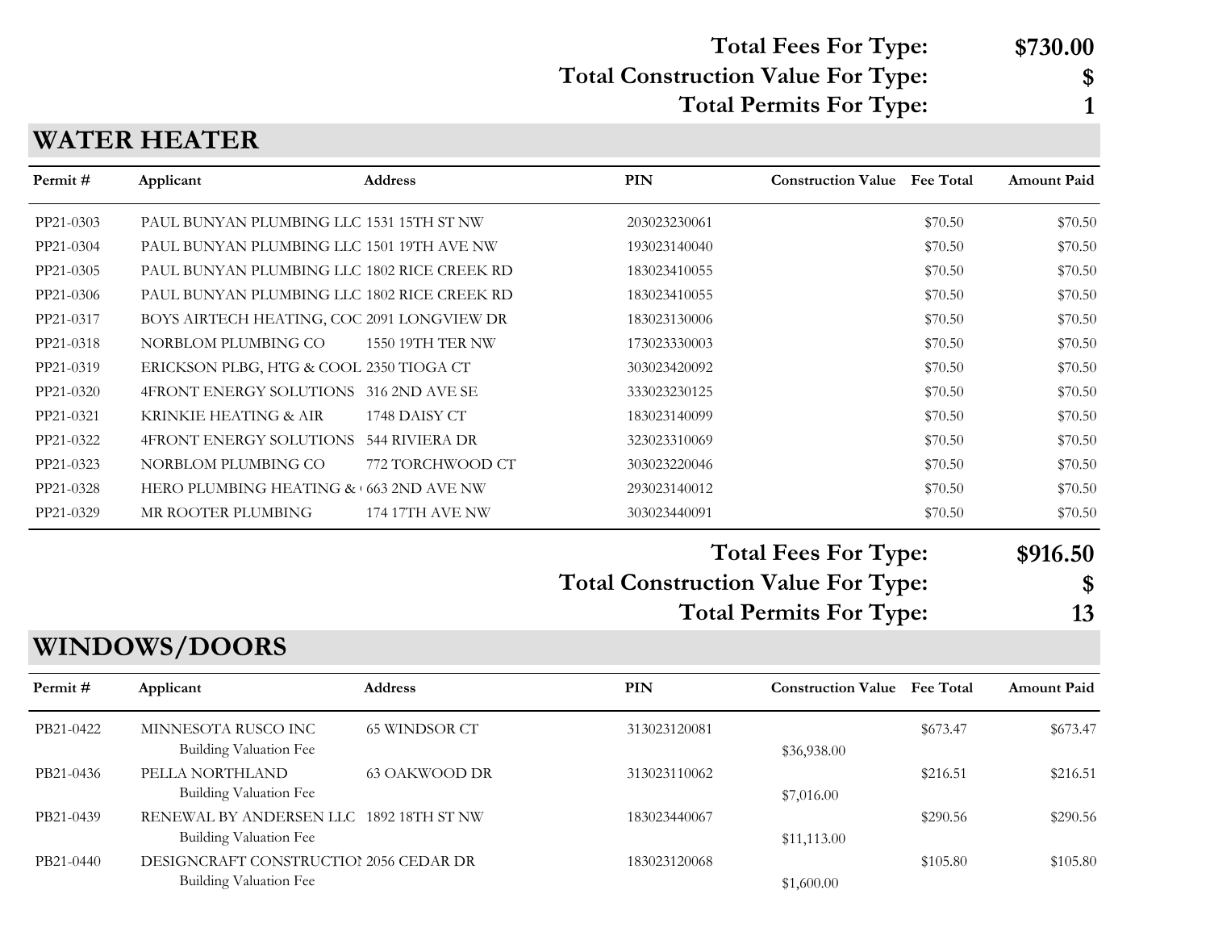**Total Fees For Type: $730.00**
**Total Construction Value For Type: $**
**Total Permits For Type: 1**

## WATER HEATER

| Permit # | Applicant | Address | PIN | Construction Value | Fee Total | Amount Paid |
|---|---|---|---|---|---|---|
| PP21-0303 | PAUL BUNYAN PLUMBING LLC | 1531 15TH ST NW | 203023230061 | | $70.50 | $70.50 |
| PP21-0304 | PAUL BUNYAN PLUMBING LLC | 1501 19TH AVE NW | 193023140040 | | $70.50 | $70.50 |
| PP21-0305 | PAUL BUNYAN PLUMBING LLC | 1802 RICE CREEK RD | 183023410055 | | $70.50 | $70.50 |
| PP21-0306 | PAUL BUNYAN PLUMBING LLC | 1802 RICE CREEK RD | 183023410055 | | $70.50 | $70.50 |
| PP21-0317 | BOYS AIRTECH HEATING, COC | 2091 LONGVIEW DR | 183023130006 | | $70.50 | $70.50 |
| PP21-0318 | NORBLOM PLUMBING CO | 1550 19TH TER NW | 173023330003 | | $70.50 | $70.50 |
| PP21-0319 | ERICKSON PLBG, HTG & COOL | 2350 TIOGA CT | 303023420092 | | $70.50 | $70.50 |
| PP21-0320 | 4FRONT ENERGY SOLUTIONS | 316 2ND AVE SE | 333023230125 | | $70.50 | $70.50 |
| PP21-0321 | KRINKIE HEATING & AIR | 1748 DAISY CT | 183023140099 | | $70.50 | $70.50 |
| PP21-0322 | 4FRONT ENERGY SOLUTIONS | 544 RIVIERA DR | 323023310069 | | $70.50 | $70.50 |
| PP21-0323 | NORBLOM PLUMBING CO | 772 TORCHWOOD CT | 303023220046 | | $70.50 | $70.50 |
| PP21-0328 | HERO PLUMBING HEATING & | 663 2ND AVE NW | 293023140012 | | $70.50 | $70.50 |
| PP21-0329 | MR ROOTER PLUMBING | 174 17TH AVE NW | 303023440091 | | $70.50 | $70.50 |

**Total Fees For Type: $916.50**
**Total Construction Value For Type: $**
**Total Permits For Type: 13**

## WINDOWS/DOORS

| Permit # | Applicant | Address | PIN | Construction Value | Fee Total | Amount Paid |
|---|---|---|---|---|---|---|
| PB21-0422 | MINNESOTA RUSCO INC | 65 WINDSOR CT | 313023120081 | | $673.47 | $673.47 |
| | Building Valuation Fee | | | $36,938.00 | | |
| PB21-0436 | PELLA NORTHLAND | 63 OAKWOOD DR | 313023110062 | | $216.51 | $216.51 |
| | Building Valuation Fee | | | $7,016.00 | | |
| PB21-0439 | RENEWAL BY ANDERSEN LLC | 1892 18TH ST NW | 183023440067 | | $290.56 | $290.56 |
| | Building Valuation Fee | | | $11,113.00 | | |
| PB21-0440 | DESIGNCRAFT CONSTRUCTIOI | 2056 CEDAR DR | 183023120068 | | $105.80 | $105.80 |
| | Building Valuation Fee | | | $1,600.00 | | |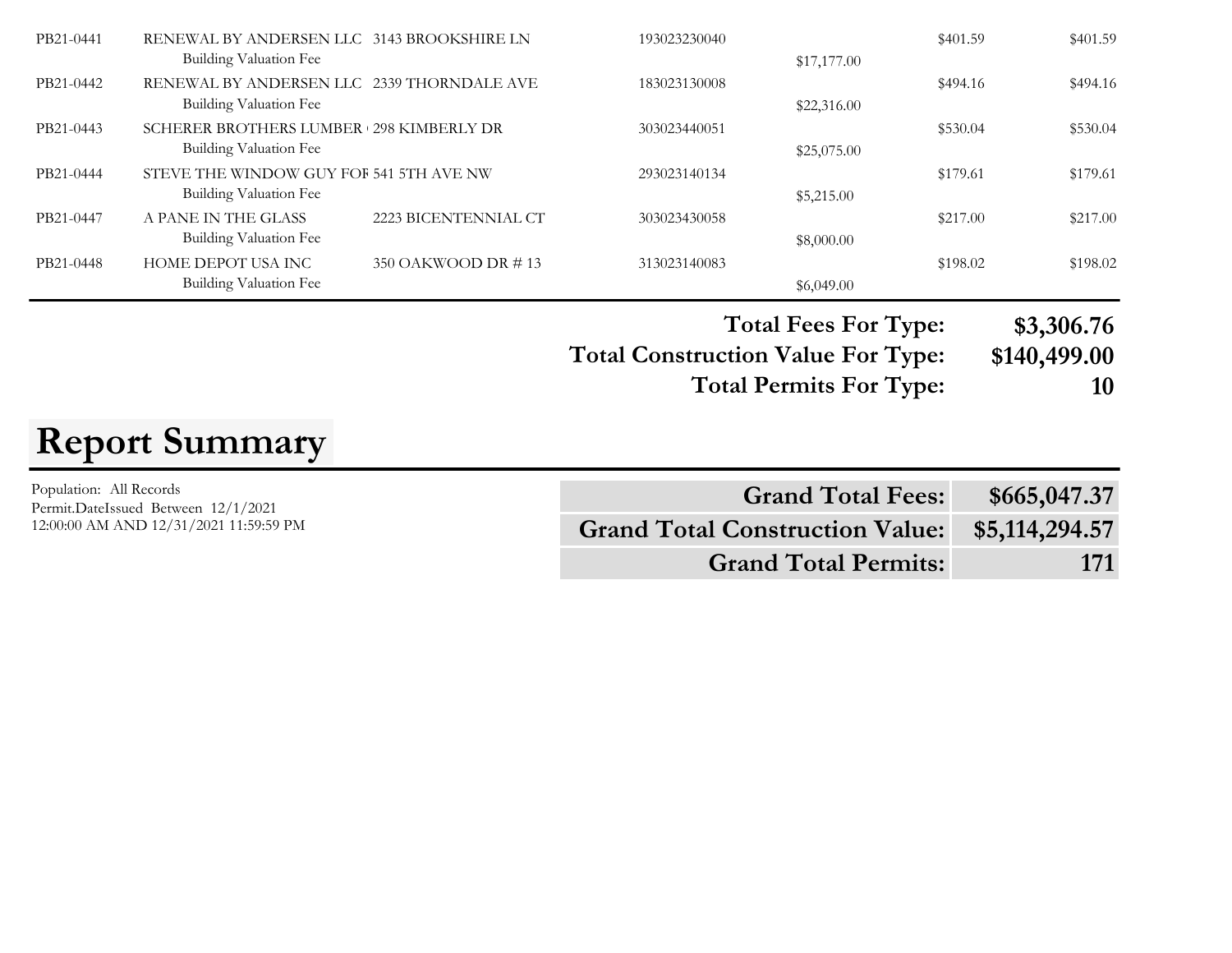| | | | | | | |
|---|---|---|---|---|---|---|
| PB21-0441 | RENEWAL BY ANDERSEN LLC | 3143 BROOKSHIRE LN | 193023230040 | | $401.59 | $401.59 |
| | Building Valuation Fee | | | $17,177.00 | | |
| PB21-0442 | RENEWAL BY ANDERSEN LLC | 2339 THORNDALE AVE | 183023130008 | | $494.16 | $494.16 |
| | Building Valuation Fee | | | $22,316.00 | | |
| PB21-0443 | SCHERER BROTHERS LUMBER ( | 298 KIMBERLY DR | 303023440051 | | $530.04 | $530.04 |
| | Building Valuation Fee | | | $25,075.00 | | |
| PB21-0444 | STEVE THE WINDOW GUY FOF | 541 5TH AVE NW | 293023140134 | | $179.61 | $179.61 |
| | Building Valuation Fee | | | $5,215.00 | | |
| PB21-0447 | A PANE IN THE GLASS | 2223 BICENTENNIAL CT | 303023430058 | | $217.00 | $217.00 |
| | Building Valuation Fee | | | $8,000.00 | | |
| PB21-0448 | HOME DEPOT USA INC | 350 OAKWOOD DR # 13 | 313023140083 | | $198.02 | $198.02 |
| | Building Valuation Fee | | | $6,049.00 | | |

**Total Fees For Type: $3,306.76**

**Total Construction Value For Type: $140,499.00**

**Total Permits For Type: 10**

# Report Summary

Population: All Records
Permit.DateIssued Between 12/1/2021 12:00:00 AM AND 12/31/2021 11:59:59 PM

| | |
|---|---|
| **Grand Total Fees:** | **$665,047.37** |
| **Grand Total Construction Value:** | **$5,114,294.57** |
| **Grand Total Permits:** | **171** |